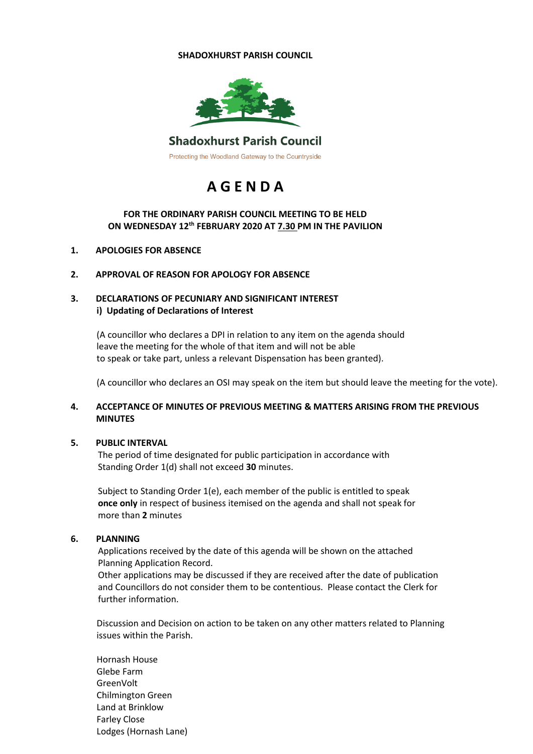**SHADOXHURST PARISH COUNCIL**

Shadoxhurst Parish Council

Protecting the Woodland Gateway to the Countryside

# A G E N D A

**FOR THE ORDINARY PARISH COUNCIL MEETING TO BE HELD ON WEDNESDAY 12th FEBRUARY 2020 AT 7.30 PM IN THE PAVILION**

**1. APOLOGIES FOR ABSENCE**

**2. APPROVAL OF REASON FOR APOLOGY FOR ABSENCE**

**3. DECLARATIONS OF PECUNIARY AND SIGNIFICANT INTEREST**
**i) Updating of Declarations of Interest**

(A councillor who declares a DPI in relation to any item on the agenda should leave the meeting for the whole of that item and will not be able to speak or take part, unless a relevant Dispensation has been granted).

(A councillor who declares an OSI may speak on the item but should leave the meeting for the vote).

**4. ACCEPTANCE OF MINUTES OF PREVIOUS MEETING & MATTERS ARISING FROM THE PREVIOUS MINUTES**

**5. PUBLIC INTERVAL**

The period of time designated for public participation in accordance with Standing Order 1(d) shall not exceed **30** minutes.

Subject to Standing Order 1(e), each member of the public is entitled to speak **once only** in respect of business itemised on the agenda and shall not speak for more than **2** minutes

**6. PLANNING**

Applications received by the date of this agenda will be shown on the attached Planning Application Record.
Other applications may be discussed if they are received after the date of publication and Councillors do not consider them to be contentious. Please contact the Clerk for further information.

Discussion and Decision on action to be taken on any other matters related to Planning issues within the Parish.

Hornash House
Glebe Farm
GreenVolt
Chilmington Green
Land at Brinklow
Farley Close
Lodges (Hornash Lane)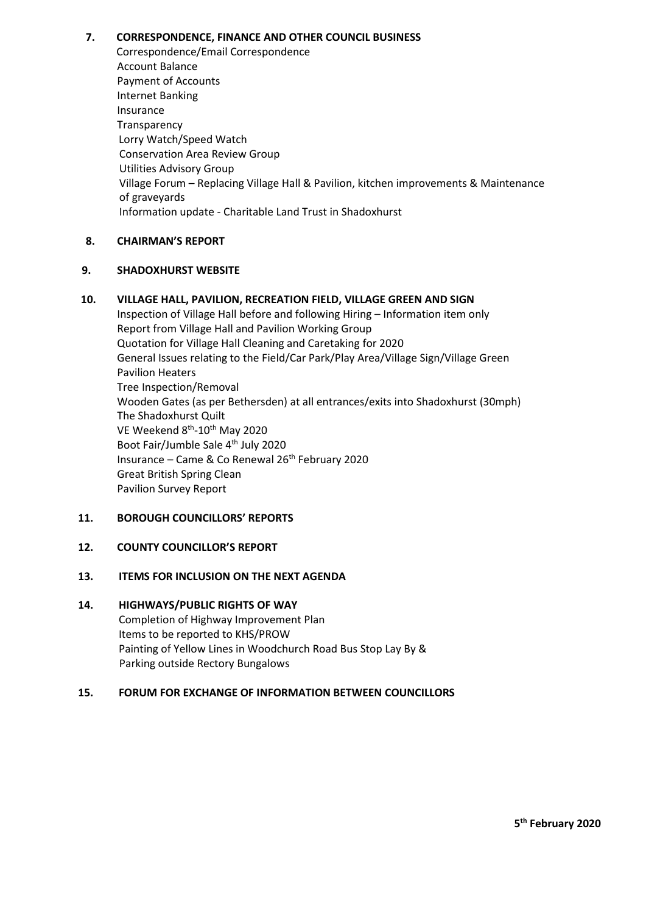**7. CORRESPONDENCE, FINANCE AND OTHER COUNCIL BUSINESS**

Correspondence/Email Correspondence
Account Balance
Payment of Accounts
Internet Banking
Insurance
Transparency
Lorry Watch/Speed Watch
Conservation Area Review Group
Utilities Advisory Group
Village Forum – Replacing Village Hall & Pavilion, kitchen improvements & Maintenance of graveyards
Information update - Charitable Land Trust in Shadoxhurst

**8. CHAIRMAN'S REPORT**

**9. SHADOXHURST WEBSITE**

**10. VILLAGE HALL, PAVILION, RECREATION FIELD, VILLAGE GREEN AND SIGN**

Inspection of Village Hall before and following Hiring – Information item only
Report from Village Hall and Pavilion Working Group
Quotation for Village Hall Cleaning and Caretaking for 2020
General Issues relating to the Field/Car Park/Play Area/Village Sign/Village Green
Pavilion Heaters
Tree Inspection/Removal
Wooden Gates (as per Bethersden) at all entrances/exits into Shadoxhurst (30mph)
The Shadoxhurst Quilt
VE Weekend 8th-10th May 2020
Boot Fair/Jumble Sale 4th July 2020
Insurance – Came & Co Renewal 26th February 2020
Great British Spring Clean
Pavilion Survey Report

**11. BOROUGH COUNCILLORS' REPORTS**

**12. COUNTY COUNCILLOR'S REPORT**

**13. ITEMS FOR INCLUSION ON THE NEXT AGENDA**

**14. HIGHWAYS/PUBLIC RIGHTS OF WAY**

Completion of Highway Improvement Plan
Items to be reported to KHS/PROW
Painting of Yellow Lines in Woodchurch Road Bus Stop Lay By & Parking outside Rectory Bungalows

**15. FORUM FOR EXCHANGE OF INFORMATION BETWEEN COUNCILLORS**

**5th February 2020**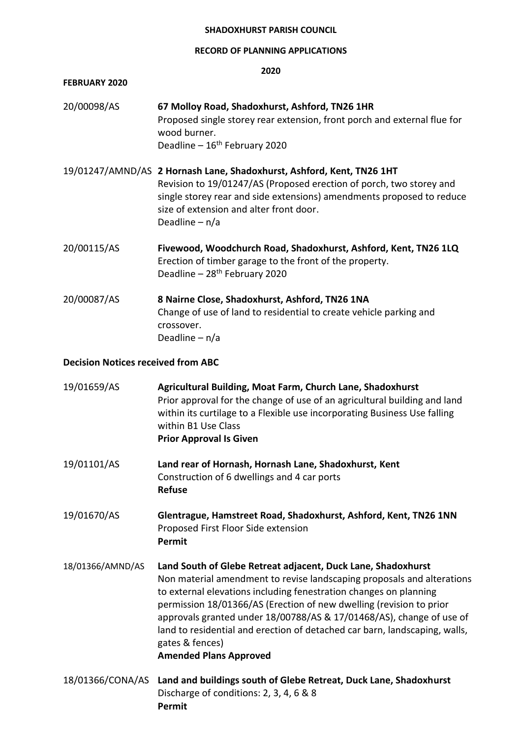**SHADOXHURST PARISH COUNCIL**

**RECORD OF PLANNING APPLICATIONS**

**2020**

**FEBRUARY 2020**

20/00098/AS **67 Molloy Road, Shadoxhurst, Ashford, TN26 1HR**
Proposed single storey rear extension, front porch and external flue for wood burner.
Deadline – 16th February 2020

19/01247/AMND/AS **2 Hornash Lane, Shadoxhurst, Ashford, Kent, TN26 1HT**
Revision to 19/01247/AS (Proposed erection of porch, two storey and single storey rear and side extensions) amendments proposed to reduce size of extension and alter front door.
Deadline – n/a

20/00115/AS **Fivewood, Woodchurch Road, Shadoxhurst, Ashford, Kent, TN26 1LQ**
Erection of timber garage to the front of the property.
Deadline – 28th February 2020

20/00087/AS **8 Nairne Close, Shadoxhurst, Ashford, TN26 1NA**
Change of use of land to residential to create vehicle parking and crossover.
Deadline – n/a

**Decision Notices received from ABC**

19/01659/AS **Agricultural Building, Moat Farm, Church Lane, Shadoxhurst**
Prior approval for the change of use of an agricultural building and land within its curtilage to a Flexible use incorporating Business Use falling within B1 Use Class
**Prior Approval Is Given**

19/01101/AS **Land rear of Hornash, Hornash Lane, Shadoxhurst, Kent**
Construction of 6 dwellings and 4 car ports
**Refuse**

19/01670/AS **Glentrague, Hamstreet Road, Shadoxhurst, Ashford, Kent, TN26 1NN**
Proposed First Floor Side extension
**Permit**

18/01366/AMND/AS **Land South of Glebe Retreat adjacent, Duck Lane, Shadoxhurst**
Non material amendment to revise landscaping proposals and alterations to external elevations including fenestration changes on planning permission 18/01366/AS (Erection of new dwelling (revision to prior approvals granted under 18/00788/AS & 17/01468/AS), change of use of land to residential and erection of detached car barn, landscaping, walls, gates & fences)
**Amended Plans Approved**

18/01366/CONA/AS **Land and buildings south of Glebe Retreat, Duck Lane, Shadoxhurst**
Discharge of conditions: 2, 3, 4, 6 & 8
**Permit**